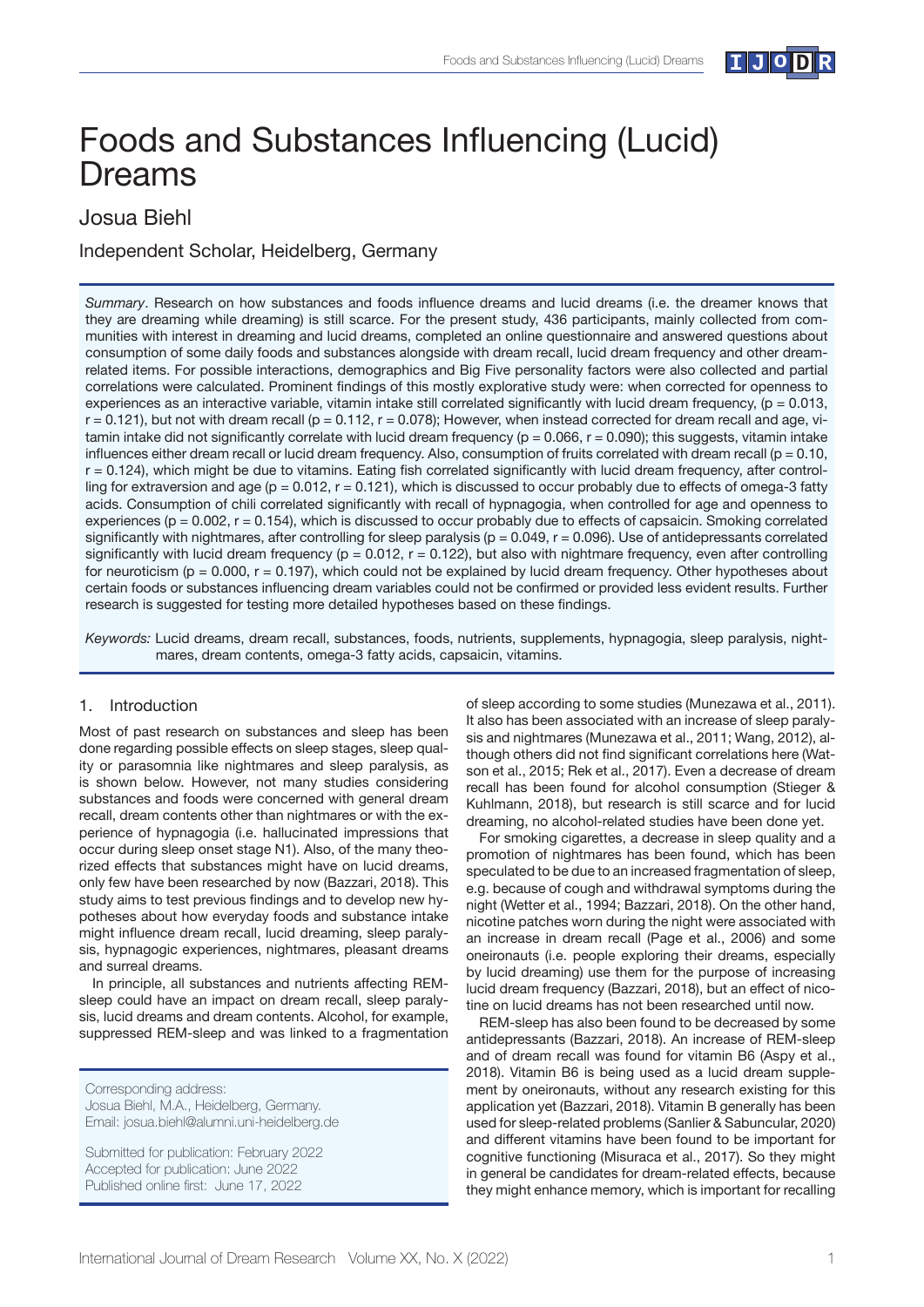// Foods and Substances Influencing (Lucid) Dreams

# Foods and Substances Influencing (Lucid) Dreams

## Josua Biehl

Independent Scholar, Heidelberg, Germany

*Summary*. Research on how substances and foods influence dreams and lucid dreams (i.e. the dreamer knows that they are dreaming while dreaming) is still scarce. For the present study, 436 participants, mainly collected from communities with interest in dreaming and lucid dreams, completed an online questionnaire and answered questions about consumption of some daily foods and substances alongside with dream recall, lucid dream frequency and other dream-related items. For possible interactions, demographics and Big Five personality factors were also collected and partial correlations were calculated. Prominent findings of this mostly explorative study were: when corrected for openness to experiences as an interactive variable, vitamin intake still correlated significantly with lucid dream frequency, ($p = 0.013$, $r = 0.121$), but not with dream recall ($p = 0.112$, $r = 0.078$); However, when instead corrected for dream recall and age, vitamin intake did not significantly correlate with lucid dream frequency ($p = 0.066$, $r = 0.090$); this suggests, vitamin intake influences either dream recall or lucid dream frequency. Also, consumption of fruits correlated with dream recall ($p = 0.10$, $r = 0.124$), which might be due to vitamins. Eating fish correlated significantly with lucid dream frequency, after controlling for extraversion and age ($p = 0.012$, $r = 0.121$), which is discussed to occur probably due to effects of omega-3 fatty acids. Consumption of chili correlated significantly with recall of hypnagogia, when controlled for age and openness to experiences ($p = 0.002$, $r = 0.154$), which is discussed to occur probably due to effects of capsaicin. Smoking correlated significantly with nightmares, after controlling for sleep paralysis ($p = 0.049$, $r = 0.096$). Use of antidepressants correlated significantly with lucid dream frequency ($p = 0.012$, $r = 0.122$), but also with nightmare frequency, even after controlling for neuroticism ($p = 0.000$, $r = 0.197$), which could not be explained by lucid dream frequency. Other hypotheses about certain foods or substances influencing dream variables could not be confirmed or provided less evident results. Further research is suggested for testing more detailed hypotheses based on these findings.

*Keywords:* Lucid dreams, dream recall, substances, foods, nutrients, supplements, hypnagogia, sleep paralysis, nightmares, dream contents, omega-3 fatty acids, capsaicin, vitamins.

## 1. Introduction

Most of past research on substances and sleep has been done regarding possible effects on sleep stages, sleep quality or parasomnia like nightmares and sleep paralysis, as is shown below. However, not many studies considering substances and foods were concerned with general dream recall, dream contents other than nightmares or with the experience of hypnagogia (i.e. hallucinated impressions that occur during sleep onset stage N1). Also, of the many theorized effects that substances might have on lucid dreams, only few have been researched by now (Bazzari, 2018). This study aims to test previous findings and to develop new hypotheses about how everyday foods and substance intake might influence dream recall, lucid dreaming, sleep paralysis, hypnagogic experiences, nightmares, pleasant dreams and surreal dreams.

In principle, all substances and nutrients affecting REM-sleep could have an impact on dream recall, sleep paralysis, lucid dreams and dream contents. Alcohol, for example, suppressed REM-sleep and was linked to a fragmentation of sleep according to some studies (Munezawa et al., 2011). It also has been associated with an increase of sleep paralysis and nightmares (Munezawa et al., 2011; Wang, 2012), although others did not find significant correlations here (Watson et al., 2015; Rek et al., 2017). Even a decrease of dream recall has been found for alcohol consumption (Stieger & Kuhlmann, 2018), but research is still scarce and for lucid dreaming, no alcohol-related studies have been done yet.

For smoking cigarettes, a decrease in sleep quality and a promotion of nightmares has been found, which has been speculated to be due to an increased fragmentation of sleep, e.g. because of cough and withdrawal symptoms during the night (Wetter et al., 1994; Bazzari, 2018). On the other hand, nicotine patches worn during the night were associated with an increase in dream recall (Page et al., 2006) and some oneironauts (i.e. people exploring their dreams, especially by lucid dreaming) use them for the purpose of increasing lucid dream frequency (Bazzari, 2018), but an effect of nicotine on lucid dreams has not been researched until now.

REM-sleep has also been found to be decreased by some antidepressants (Bazzari, 2018). An increase of REM-sleep and of dream recall was found for vitamin B6 (Aspy et al., 2018). Vitamin B6 is being used as a lucid dream supplement by oneironauts, without any research existing for this application yet (Bazzari, 2018). Vitamin B generally has been used for sleep-related problems (Sanlier & Sabuncular, 2020) and different vitamins have been found to be important for cognitive functioning (Misuraca et al., 2017). So they might in general be candidates for dream-related effects, because they might enhance memory, which is important for recalling

Corresponding address:
Josua Biehl, M.A., Heidelberg, Germany.
Email: josua.biehl@alumni.uni-heidelberg.de

Submitted for publication: February 2022
Accepted for publication: June 2022
Published online first: June 17, 2022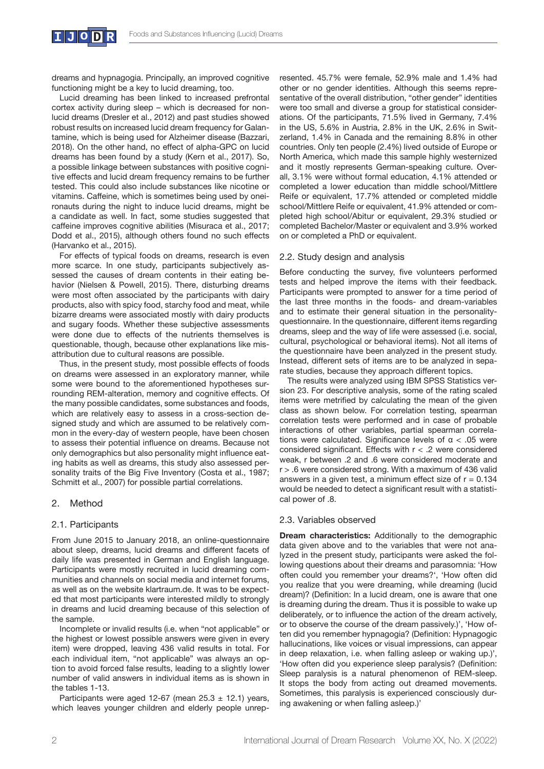dreams and hypnagogia. Principally, an improved cognitive functioning might be a key to lucid dreaming, too.

Lucid dreaming has been linked to increased prefrontal cortex activity during sleep – which is decreased for non-lucid dreams (Dresler et al., 2012) and past studies showed robust results on increased lucid dream frequency for Galantamine, which is being used for Alzheimer disease (Bazzari, 2018). On the other hand, no effect of alpha-GPC on lucid dreams has been found by a study (Kern et al., 2017). So, a possible linkage between substances with positive cognitive effects and lucid dream frequency remains to be further tested. This could also include substances like nicotine or vitamins. Caffeine, which is sometimes being used by oneironauts during the night to induce lucid dreams, might be a candidate as well. In fact, some studies suggested that caffeine improves cognitive abilities (Misuraca et al., 2017; Dodd et al., 2015), although others found no such effects (Harvanko et al., 2015).

For effects of typical foods on dreams, research is even more scarce. In one study, participants subjectively assessed the causes of dream contents in their eating behavior (Nielsen & Powell, 2015). There, disturbing dreams were most often associated by the participants with dairy products, also with spicy food, starchy food and meat, while bizarre dreams were associated mostly with dairy products and sugary foods. Whether these subjective assessments were done due to effects of the nutrients themselves is questionable, though, because other explanations like misattribution due to cultural reasons are possible.

Thus, in the present study, most possible effects of foods on dreams were assessed in an exploratory manner, while some were bound to the aforementioned hypotheses surrounding REM-alteration, memory and cognitive effects. Of the many possible candidates, some substances and foods, which are relatively easy to assess in a cross-section designed study and which are assumed to be relatively common in the every-day of western people, have been chosen to assess their potential influence on dreams. Because not only demographics but also personality might influence eating habits as well as dreams, this study also assessed personality traits of the Big Five Inventory (Costa et al., 1987; Schmitt et al., 2007) for possible partial correlations.

## 2. Method

### 2.1. Participants

From June 2015 to January 2018, an online-questionnaire about sleep, dreams, lucid dreams and different facets of daily life was presented in German and English language. Participants were mostly recruited in lucid dreaming communities and channels on social media and internet forums, as well as on the website klartraum.de. It was to be expected that most participants were interested mildly to strongly in dreams and lucid dreaming because of this selection of the sample.

Incomplete or invalid results (i.e. when "not applicable" or the highest or lowest possible answers were given in every item) were dropped, leaving 436 valid results in total. For each individual item, "not applicable" was always an option to avoid forced false results, leading to a slightly lower number of valid answers in individual items as is shown in the tables 1-13.

Participants were aged 12-67 (mean 25.3 ± 12.1) years, which leaves younger children and elderly people unrepresented. 45.7% were female, 52.9% male and 1.4% had other or no gender identities. Although this seems representative of the overall distribution, "other gender" identities were too small and diverse a group for statistical considerations. Of the participants, 71.5% lived in Germany, 7.4% in the US, 5.6% in Austria, 2.8% in the UK, 2.6% in Switzerland, 1.4% in Canada and the remaining 8.8% in other countries. Only ten people (2.4%) lived outside of Europe or North America, which made this sample highly westernized and it mostly represents German-speaking culture. Overall, 3.1% were without formal education, 4.1% attended or completed a lower education than middle school/Mittlere Reife or equivalent, 17.7% attended or completed middle school/Mittlere Reife or equivalent, 41.9% attended or completed high school/Abitur or equivalent, 29.3% studied or completed Bachelor/Master or equivalent and 3.9% worked on or completed a PhD or equivalent.

### 2.2. Study design and analysis

Before conducting the survey, five volunteers performed tests and helped improve the items with their feedback. Participants were prompted to answer for a time period of the last three months in the foods- and dream-variables and to estimate their general situation in the personality-questionnaire. In the questionnaire, different items regarding dreams, sleep and the way of life were assessed (i.e. social, cultural, psychological or behavioral items). Not all items of the questionnaire have been analyzed in the present study. Instead, different sets of items are to be analyzed in separate studies, because they approach different topics.

The results were analyzed using IBM SPSS Statistics version 23. For descriptive analysis, some of the rating scaled items were metrified by calculating the mean of the given class as shown below. For correlation testing, spearman correlation tests were performed and in case of probable interactions of other variables, partial spearman correlations were calculated. Significance levels of $\alpha < .05$ were considered significant. Effects with $r < .2$ were considered weak, r between .2 and .6 were considered moderate and $r > .6$ were considered strong. With a maximum of 436 valid answers in a given test, a minimum effect size of $r = 0.134$ would be needed to detect a significant result with a statistical power of .8.

### 2.3. Variables observed

**Dream characteristics:** Additionally to the demographic data given above and to the variables that were not analyzed in the present study, participants were asked the following questions about their dreams and parasomnia: 'How often could you remember your dreams?', 'How often did you realize that you were dreaming, while dreaming (lucid dream)? (Definition: In a lucid dream, one is aware that one is dreaming during the dream. Thus it is possible to wake up deliberately, or to influence the action of the dream actively, or to observe the course of the dream passively.)', 'How often did you remember hypnagogia? (Definition: Hypnagogic hallucinations, like voices or visual impressions, can appear in deep relaxation, i.e. when falling asleep or waking up.)', 'How often did you experience sleep paralysis? (Definition: Sleep paralysis is a natural phenomenon of REM-sleep. It stops the body from acting out dreamed movements. Sometimes, this paralysis is experienced consciously during awakening or when falling asleep.)'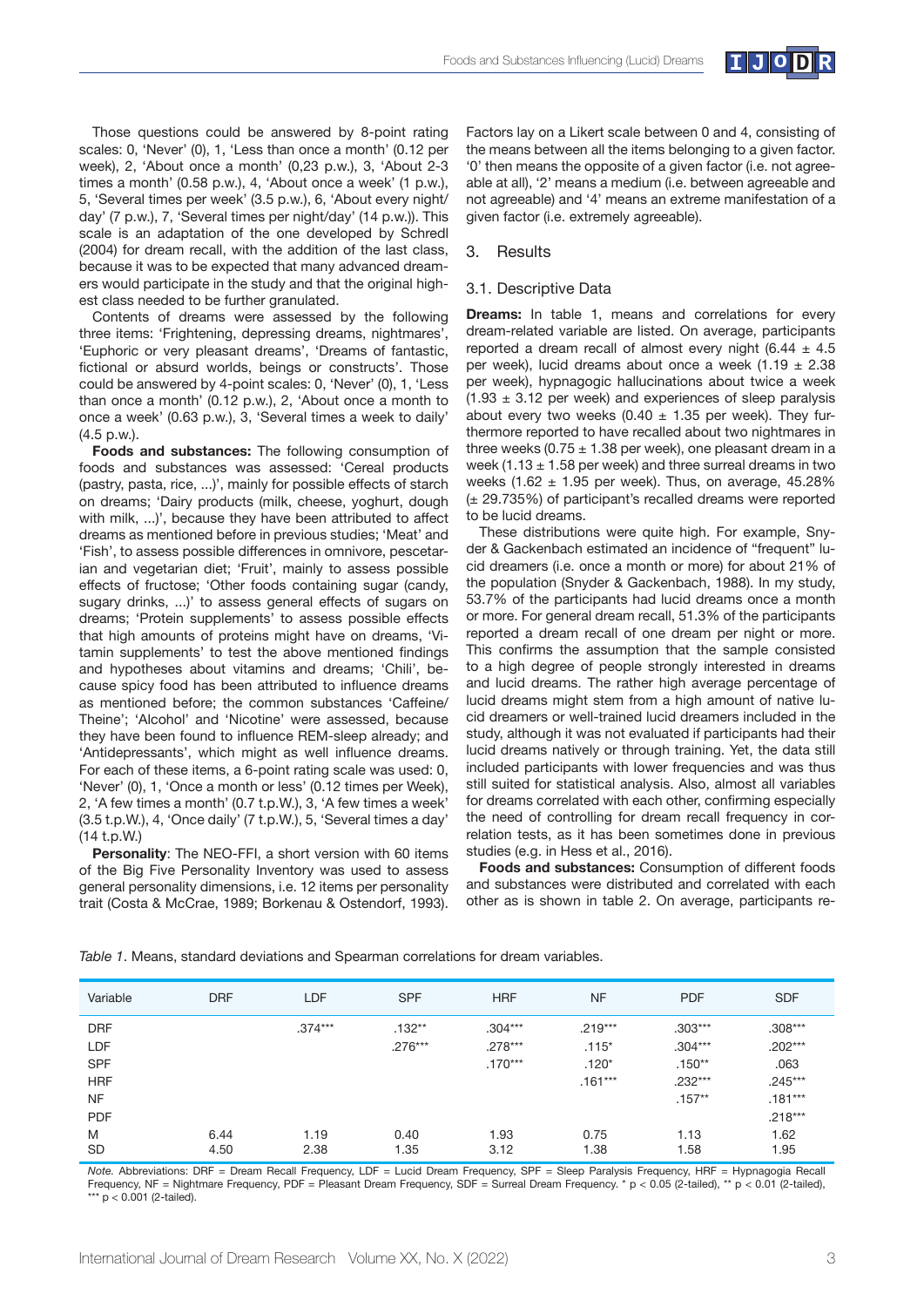Those questions could be answered by 8-point rating scales: 0, 'Never' (0), 1, 'Less than once a month' (0.12 per week), 2, 'About once a month' (0,23 p.w.), 3, 'About 2-3 times a month' (0.58 p.w.), 4, 'About once a week' (1 p.w.), 5, 'Several times per week' (3.5 p.w.), 6, 'About every night/ day' (7 p.w.), 7, 'Several times per night/day' (14 p.w.)). This scale is an adaptation of the one developed by Schredl (2004) for dream recall, with the addition of the last class, because it was to be expected that many advanced dreamers would participate in the study and that the original highest class needed to be further granulated.

Contents of dreams were assessed by the following three items: 'Frightening, depressing dreams, nightmares', 'Euphoric or very pleasant dreams', 'Dreams of fantastic, fictional or absurd worlds, beings or constructs'. Those could be answered by 4-point scales: 0, 'Never' (0), 1, 'Less than once a month' (0.12 p.w.), 2, 'About once a month to once a week' (0.63 p.w.), 3, 'Several times a week to daily' (4.5 p.w.).

**Foods and substances:** The following consumption of foods and substances was assessed: 'Cereal products (pastry, pasta, rice, ...)', mainly for possible effects of starch on dreams; 'Dairy products (milk, cheese, yoghurt, dough with milk, ...)', because they have been attributed to affect dreams as mentioned before in previous studies; 'Meat' and 'Fish', to assess possible differences in omnivore, pescetarian and vegetarian diet; 'Fruit', mainly to assess possible effects of fructose; 'Other foods containing sugar (candy, sugary drinks, ...)' to assess general effects of sugars on dreams; 'Protein supplements' to assess possible effects that high amounts of proteins might have on dreams, 'Vitamin supplements' to test the above mentioned findings and hypotheses about vitamins and dreams; 'Chili', because spicy food has been attributed to influence dreams as mentioned before; the common substances 'Caffeine/ Theine'; 'Alcohol' and 'Nicotine' were assessed, because they have been found to influence REM-sleep already; and 'Antidepressants', which might as well influence dreams. For each of these items, a 6-point rating scale was used: 0, 'Never' (0), 1, 'Once a month or less' (0.12 times per Week), 2, 'A few times a month' (0.7 t.p.W.), 3, 'A few times a week' (3.5 t.p.W.), 4, 'Once daily' (7 t.p.W.), 5, 'Several times a day' (14 t.p.W.)

**Personality**: The NEO-FFI, a short version with 60 items of the Big Five Personality Inventory was used to assess general personality dimensions, i.e. 12 items per personality trait (Costa & McCrae, 1989; Borkenau & Ostendorf, 1993). Factors lay on a Likert scale between 0 and 4, consisting of the means between all the items belonging to a given factor. '0' then means the opposite of a given factor (i.e. not agreeable at all), '2' means a medium (i.e. between agreeable and not agreeable) and '4' means an extreme manifestation of a given factor (i.e. extremely agreeable).

## 3. Results

### 3.1. Descriptive Data

**Dreams:** In table 1, means and correlations for every dream-related variable are listed. On average, participants reported a dream recall of almost every night (6.44 ± 4.5 per week), lucid dreams about once a week (1.19 ± 2.38 per week), hypnagogic hallucinations about twice a week (1.93 ± 3.12 per week) and experiences of sleep paralysis about every two weeks (0.40 ± 1.35 per week). They furthermore reported to have recalled about two nightmares in three weeks (0.75 ± 1.38 per week), one pleasant dream in a week (1.13 ± 1.58 per week) and three surreal dreams in two weeks (1.62 ± 1.95 per week). Thus, on average, 45.28% (± 29.735%) of participant's recalled dreams were reported to be lucid dreams.

These distributions were quite high. For example, Snyder & Gackenbach estimated an incidence of "frequent" lucid dreamers (i.e. once a month or more) for about 21% of the population (Snyder & Gackenbach, 1988). In my study, 53.7% of the participants had lucid dreams once a month or more. For general dream recall, 51.3% of the participants reported a dream recall of one dream per night or more. This confirms the assumption that the sample consisted to a high degree of people strongly interested in dreams and lucid dreams. The rather high average percentage of lucid dreams might stem from a high amount of native lucid dreamers or well-trained lucid dreamers included in the study, although it was not evaluated if participants had their lucid dreams natively or through training. Yet, the data still included participants with lower frequencies and was thus still suited for statistical analysis. Also, almost all variables for dreams correlated with each other, confirming especially the need of controlling for dream recall frequency in correlation tests, as it has been sometimes done in previous studies (e.g. in Hess et al., 2016).

**Foods and substances:** Consumption of different foods and substances were distributed and correlated with each other as is shown in table 2. On average, participants re-

*Table 1*. Means, standard deviations and Spearman correlations for dream variables.

| Variable | DRF | LDF | SPF | HRF | NF | PDF | SDF |
|---|---|---|---|---|---|---|---|
| DRF | | .374*** | .132** | .304*** | .219*** | .303*** | .308*** |
| LDF | | | .276*** | .278*** | .115* | .304*** | .202*** |
| SPF | | | | .170*** | .120* | .150** | .063 |
| HRF | | | | | .161*** | .232*** | .245*** |
| NF | | | | | | .157** | .181*** |
| PDF | | | | | | | .218*** |
| M | 6.44 | 1.19 | 0.40 | 1.93 | 0.75 | 1.13 | 1.62 |
| SD | 4.50 | 2.38 | 1.35 | 3.12 | 1.38 | 1.58 | 1.95 |

*Note.* Abbreviations: DRF = Dream Recall Frequency, LDF = Lucid Dream Frequency, SPF = Sleep Paralysis Frequency, HRF = Hypnagogia Recall Frequency, NF = Nightmare Frequency, PDF = Pleasant Dream Frequency, SDF = Surreal Dream Frequency. * $p < 0.05$ (2-tailed), ** $p < 0.01$ (2-tailed), *** $p < 0.001$ (2-tailed).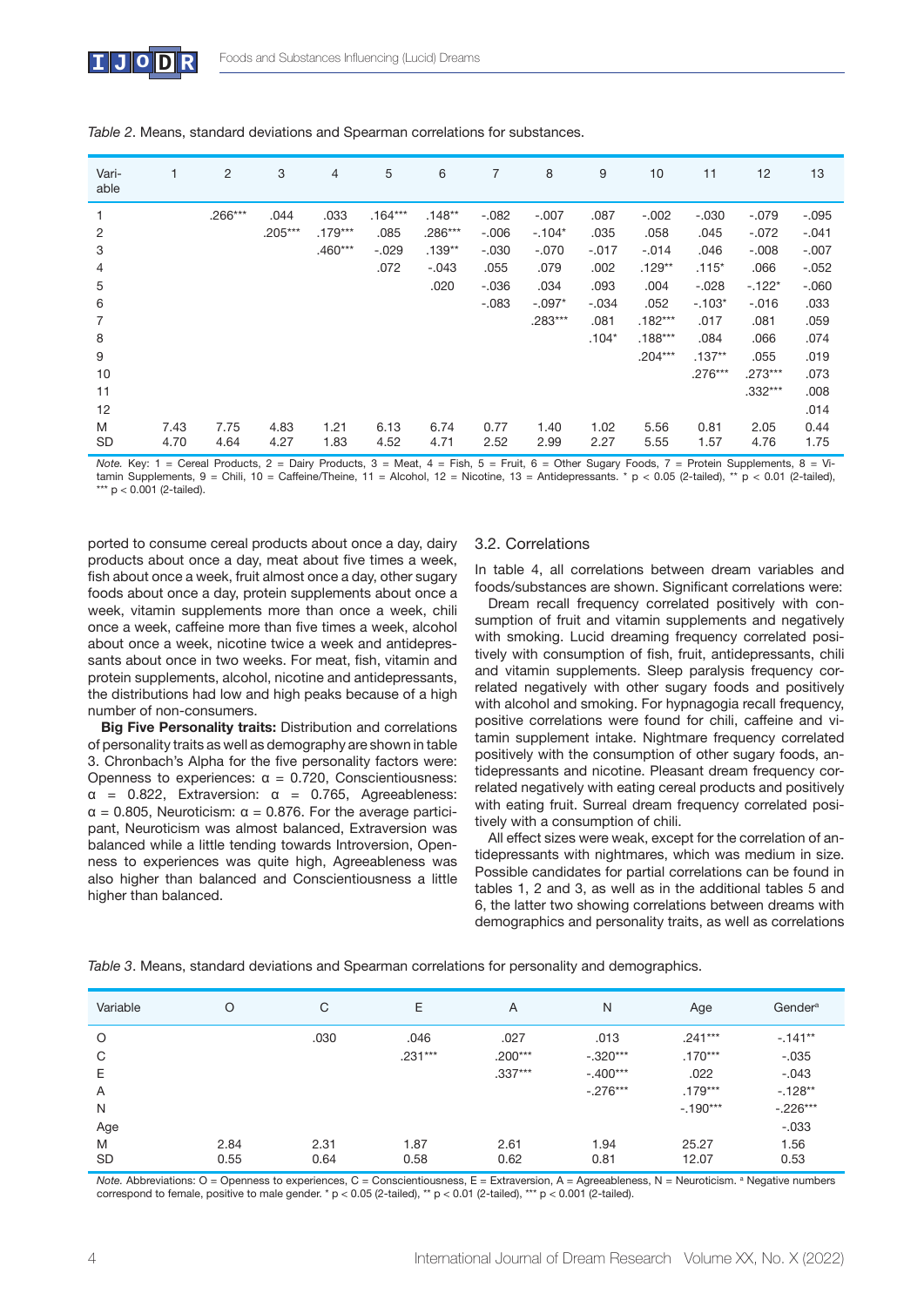*Table 2*. Means, standard deviations and Spearman correlations for substances.

| Vari-able | 1 | 2 | 3 | 4 | 5 | 6 | 7 | 8 | 9 | 10 | 11 | 12 | 13 |
|---|---|---|---|---|---|---|---|---|---|---|---|---|---|
| 1 | | .266*** | .044 | .033 | .164*** | .148** | -.082 | -.007 | .087 | -.002 | -.030 | -.079 | -.095 |
| 2 | | | .205*** | .179*** | .085 | .286*** | -.006 | -.104* | .035 | .058 | .045 | -.072 | -.041 |
| 3 | | | | .460*** | -.029 | .139** | -.030 | -.070 | -.017 | -.014 | .046 | -.008 | -.007 |
| 4 | | | | | .072 | -.043 | .055 | .079 | .002 | .129** | .115* | .066 | -.052 |
| 5 | | | | | | .020 | -.036 | .034 | .093 | .004 | -.028 | -.122* | -.060 |
| 6 | | | | | | | -.083 | -.097* | -.034 | .052 | -.103* | -.016 | .033 |
| 7 | | | | | | | | .283*** | .081 | .182*** | .017 | .081 | .059 |
| 8 | | | | | | | | | .104* | .188*** | .084 | .066 | .074 |
| 9 | | | | | | | | | | .204*** | .137** | .055 | .019 |
| 10 | | | | | | | | | | | .276*** | .273*** | .073 |
| 11 | | | | | | | | | | | | .332*** | .008 |
| 12 | | | | | | | | | | | | | .014 |
| M | 7.43 | 7.75 | 4.83 | 1.21 | 6.13 | 6.74 | 0.77 | 1.40 | 1.02 | 5.56 | 0.81 | 2.05 | 0.44 |
| SD | 4.70 | 4.64 | 4.27 | 1.83 | 4.52 | 4.71 | 2.52 | 2.99 | 2.27 | 5.55 | 1.57 | 4.76 | 1.75 |

*Note.* Key: 1 = Cereal Products, 2 = Dairy Products, 3 = Meat, 4 = Fish, 5 = Fruit, 6 = Other Sugary Foods, 7 = Protein Supplements, 8 = Vitamin Supplements, 9 = Chili, 10 = Caffeine/Theine, 11 = Alcohol, 12 = Nicotine, 13 = Antidepressants. * $p < 0.05$ (2-tailed), ** $p < 0.01$ (2-tailed), *** $p < 0.001$ (2-tailed).

ported to consume cereal products about once a day, dairy products about once a day, meat about five times a week, fish about once a week, fruit almost once a day, other sugary foods about once a day, protein supplements about once a week, vitamin supplements more than once a week, chili once a week, caffeine more than five times a week, alcohol about once a week, nicotine twice a week and antidepressants about once in two weeks. For meat, fish, vitamin and protein supplements, alcohol, nicotine and antidepressants, the distributions had low and high peaks because of a high number of non-consumers.

**Big Five Personality traits:** Distribution and correlations of personality traits as well as demography are shown in table 3. Chronbach's Alpha for the five personality factors were: Openness to experiences: $\alpha$ = 0.720, Conscientiousness: $\alpha$ = 0.822, Extraversion: $\alpha$ = 0.765, Agreeableness: $\alpha$ = 0.805, Neuroticism: $\alpha$ = 0.876. For the average participant, Neuroticism was almost balanced, Extraversion was balanced while a little tending towards Introversion, Openness to experiences was quite high, Agreeableness was also higher than balanced and Conscientiousness a little higher than balanced.

### 3.2. Correlations

In table 4, all correlations between dream variables and foods/substances are shown. Significant correlations were:

Dream recall frequency correlated positively with consumption of fruit and vitamin supplements and negatively with smoking. Lucid dreaming frequency correlated positively with consumption of fish, fruit, antidepressants, chili and vitamin supplements. Sleep paralysis frequency correlated negatively with other sugary foods and positively with alcohol and smoking. For hypnagogia recall frequency, positive correlations were found for chili, caffeine and vitamin supplement intake. Nightmare frequency correlated positively with the consumption of other sugary foods, antidepressants and nicotine. Pleasant dream frequency correlated negatively with eating cereal products and positively with eating fruit. Surreal dream frequency correlated positively with a consumption of chili.

All effect sizes were weak, except for the correlation of antidepressants with nightmares, which was medium in size. Possible candidates for partial correlations can be found in tables 1, 2 and 3, as well as in the additional tables 5 and 6, the latter two showing correlations between dreams with demographics and personality traits, as well as correlations

*Table 3*. Means, standard deviations and Spearman correlations for personality and demographics.

| Variable | O | C | E | A | N | Age | Gender[a] |
|---|---|---|---|---|---|---|---|
| O | | .030 | .046 | .027 | .013 | .241*** | -.141** |
| C | | | .231*** | .200*** | -.320*** | .170*** | -.035 |
| E | | | | .337*** | -.400*** | .022 | -.043 |
| A | | | | | -.276*** | .179*** | -.128** |
| N | | | | | | -.190*** | -.226*** |
| Age | | | | | | | -.033 |
| M | 2.84 | 2.31 | 1.87 | 2.61 | 1.94 | 25.27 | 1.56 |
| SD | 0.55 | 0.64 | 0.58 | 0.62 | 0.81 | 12.07 | 0.53 |

*Note.* Abbreviations: O = Openness to experiences, C = Conscientiousness, E = Extraversion, A = Agreeableness, N = Neuroticism. [a] Negative numbers correspond to female, positive to male gender. * $p < 0.05$ (2-tailed), ** $p < 0.01$ (2-tailed), *** $p < 0.001$ (2-tailed).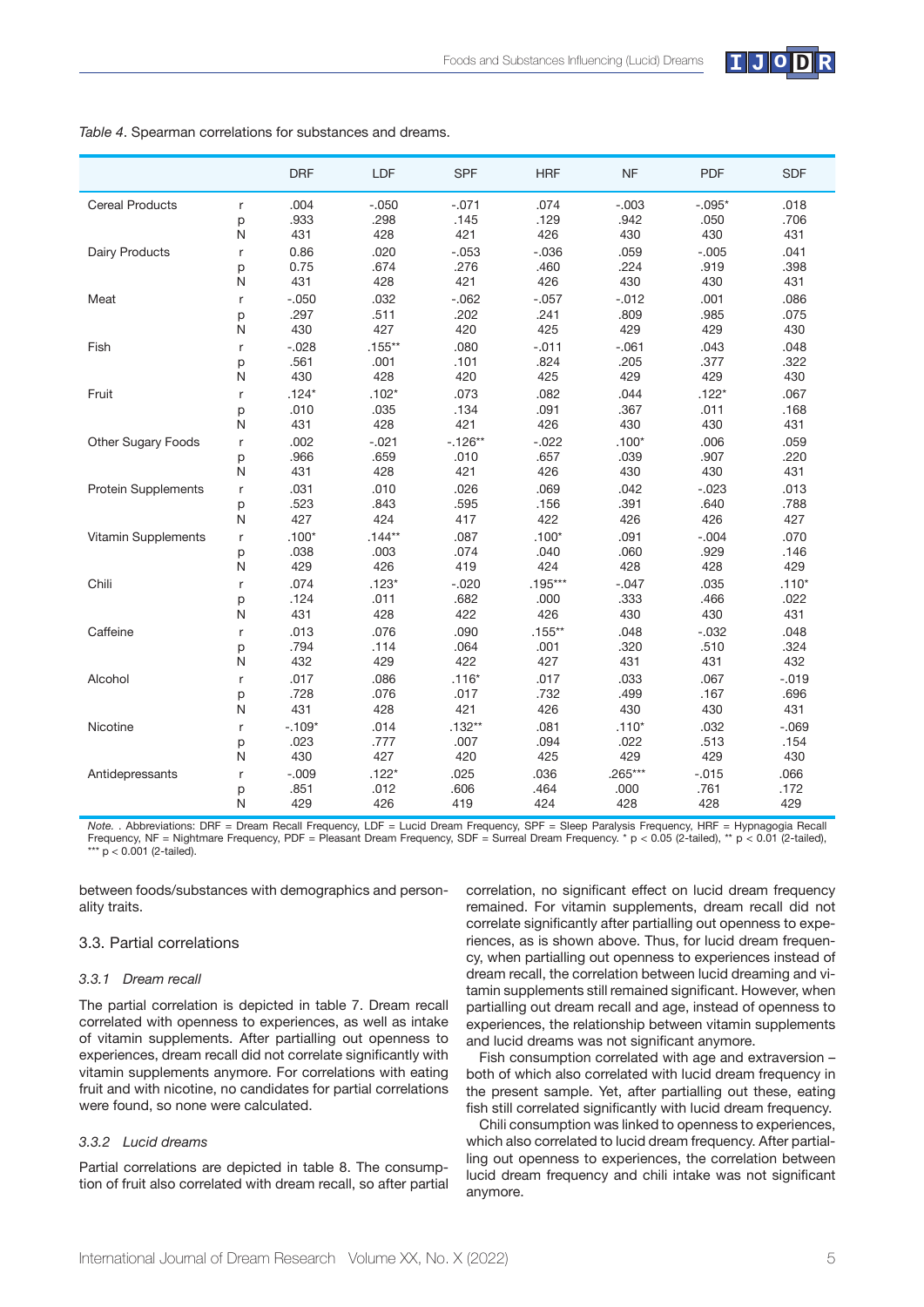*Table 4*. Spearman correlations for substances and dreams.

| | | DRF | LDF | SPF | HRF | NF | PDF | SDF |
|---|---|---|---|---|---|---|---|---|
| Cereal Products | r | .004 | -.050 | -.071 | .074 | -.003 | -.095* | .018 |
| | p | .933 | .298 | .145 | .129 | .942 | .050 | .706 |
| | N | 431 | 428 | 421 | 426 | 430 | 430 | 431 |
| Dairy Products | r | 0.86 | .020 | -.053 | -.036 | .059 | -.005 | .041 |
| | p | 0.75 | .674 | .276 | .460 | .224 | .919 | .398 |
| | N | 431 | 428 | 421 | 426 | 430 | 430 | 431 |
| Meat | r | -.050 | .032 | -.062 | -.057 | -.012 | .001 | .086 |
| | p | .297 | .511 | .202 | .241 | .809 | .985 | .075 |
| | N | 430 | 427 | 420 | 425 | 429 | 429 | 430 |
| Fish | r | -.028 | .155** | .080 | -.011 | -.061 | .043 | .048 |
| | p | .561 | .001 | .101 | .824 | .205 | .377 | .322 |
| | N | 430 | 428 | 420 | 425 | 429 | 429 | 430 |
| Fruit | r | .124* | .102* | .073 | .082 | .044 | .122* | .067 |
| | p | .010 | .035 | .134 | .091 | .367 | .011 | .168 |
| | N | 431 | 428 | 421 | 426 | 430 | 430 | 431 |
| Other Sugary Foods | r | .002 | -.021 | -.126** | -.022 | .100* | .006 | .059 |
| | p | .966 | .659 | .010 | .657 | .039 | .907 | .220 |
| | N | 431 | 428 | 421 | 426 | 430 | 430 | 431 |
| Protein Supplements | r | .031 | .010 | .026 | .069 | .042 | -.023 | .013 |
| | p | .523 | .843 | .595 | .156 | .391 | .640 | .788 |
| | N | 427 | 424 | 417 | 422 | 426 | 426 | 427 |
| Vitamin Supplements | r | .100* | .144** | .087 | .100* | .091 | -.004 | .070 |
| | p | .038 | .003 | .074 | .040 | .060 | .929 | .146 |
| | N | 429 | 426 | 419 | 424 | 428 | 428 | 429 |
| Chili | r | .074 | .123* | -.020 | .195*** | -.047 | .035 | .110* |
| | p | .124 | .011 | .682 | .000 | .333 | .466 | .022 |
| | N | 431 | 428 | 422 | 426 | 430 | 430 | 431 |
| Caffeine | r | .013 | .076 | .090 | .155** | .048 | -.032 | .048 |
| | p | .794 | .114 | .064 | .001 | .320 | .510 | .324 |
| | N | 432 | 429 | 422 | 427 | 431 | 431 | 432 |
| Alcohol | r | .017 | .086 | .116* | .017 | .033 | .067 | -.019 |
| | p | .728 | .076 | .017 | .732 | .499 | .167 | .696 |
| | N | 431 | 428 | 421 | 426 | 430 | 430 | 431 |
| Nicotine | r | -.109* | .014 | .132** | .081 | .110* | .032 | -.069 |
| | p | .023 | .777 | .007 | .094 | .022 | .513 | .154 |
| | N | 430 | 427 | 420 | 425 | 429 | 429 | 430 |
| Antidepressants | r | -.009 | .122* | .025 | .036 | .265*** | -.015 | .066 |
| | p | .851 | .012 | .606 | .464 | .000 | .761 | .172 |
| | N | 429 | 426 | 419 | 424 | 428 | 428 | 429 |

*Note*. . Abbreviations: DRF = Dream Recall Frequency, LDF = Lucid Dream Frequency, SPF = Sleep Paralysis Frequency, HRF = Hypnagogia Recall Frequency, NF = Nightmare Frequency, PDF = Pleasant Dream Frequency, SDF = Surreal Dream Frequency. * $p < 0.05$ (2-tailed), ** $p < 0.01$ (2-tailed), *** $p < 0.001$ (2-tailed).

between foods/substances with demographics and personality traits.

## 3.3. Partial correlations

### *3.3.1 Dream recall*

The partial correlation is depicted in table 7. Dream recall correlated with openness to experiences, as well as intake of vitamin supplements. After partialling out openness to experiences, dream recall did not correlate significantly with vitamin supplements anymore. For correlations with eating fruit and with nicotine, no candidates for partial correlations were found, so none were calculated.

### *3.3.2 Lucid dreams*

Partial correlations are depicted in table 8. The consumption of fruit also correlated with dream recall, so after partial correlation, no significant effect on lucid dream frequency remained. For vitamin supplements, dream recall did not correlate significantly after partialling out openness to experiences, as is shown above. Thus, for lucid dream frequency, when partialling out openness to experiences instead of dream recall, the correlation between lucid dreaming and vitamin supplements still remained significant. However, when partialling out dream recall and age, instead of openness to experiences, the relationship between vitamin supplements and lucid dreams was not significant anymore.

Fish consumption correlated with age and extraversion – both of which also correlated with lucid dream frequency in the present sample. Yet, after partialling out these, eating fish still correlated significantly with lucid dream frequency.

Chili consumption was linked to openness to experiences, which also correlated to lucid dream frequency. After partialling out openness to experiences, the correlation between lucid dream frequency and chili intake was not significant anymore.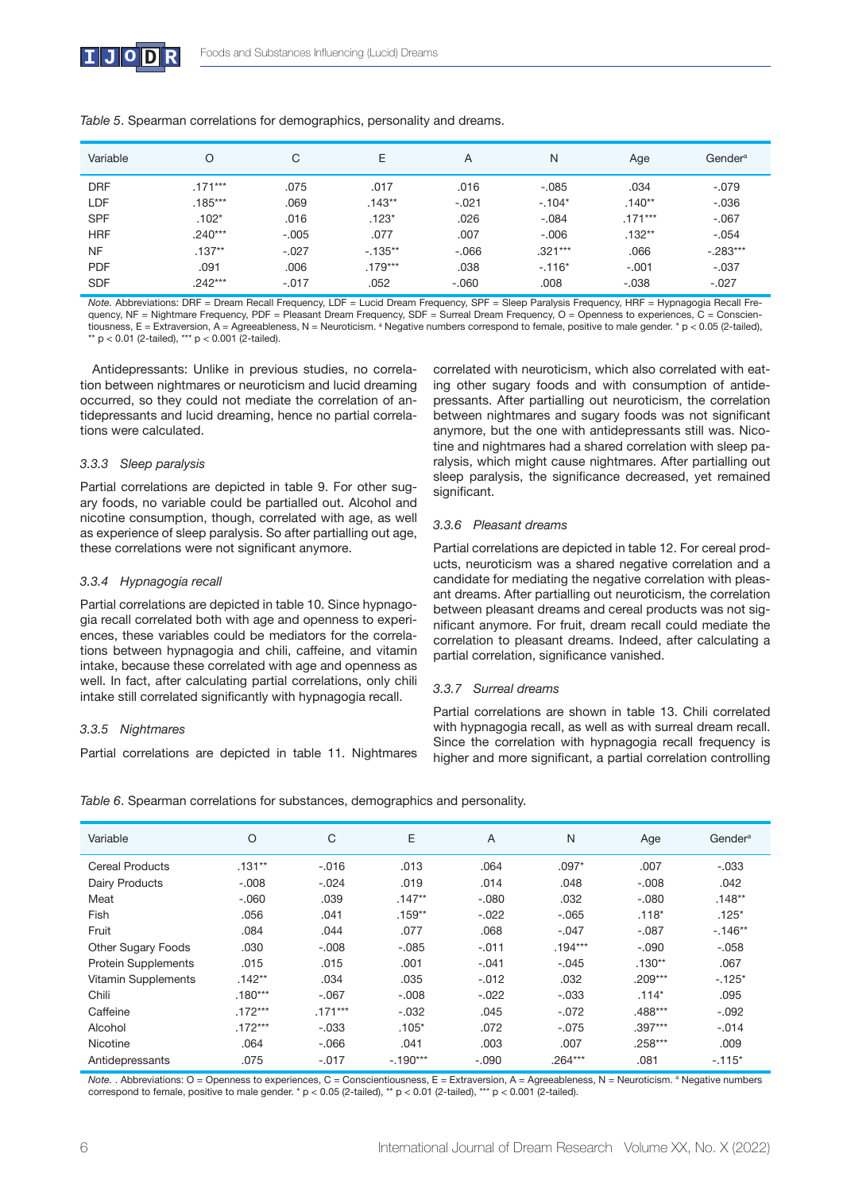*Table 5*. Spearman correlations for demographics, personality and dreams.

| Variable | O | C | E | A | N | Age | Gender[a] |
|---|---|---|---|---|---|---|---|
| DRF | .171*** | .075 | .017 | .016 | -.085 | .034 | -.079 |
| LDF | .185*** | .069 | .143** | -.021 | -.104* | .140** | -.036 |
| SPF | .102* | .016 | .123* | .026 | -.084 | .171*** | -.067 |
| HRF | .240*** | -.005 | .077 | .007 | -.006 | .132** | -.054 |
| NF | .137** | -.027 | -.135** | -.066 | .321*** | .066 | -.283*** |
| PDF | .091 | .006 | .179*** | .038 | -.116* | -.001 | -.037 |
| SDF | .242*** | -.017 | .052 | -.060 | .008 | -.038 | -.027 |

*Note.* Abbreviations: DRF = Dream Recall Frequency, LDF = Lucid Dream Frequency, SPF = Sleep Paralysis Frequency, HRF = Hypnagogia Recall Frequency, NF = Nightmare Frequency, PDF = Pleasant Dream Frequency, SDF = Surreal Dream Frequency, O = Openness to experiences, C = Conscientiousness, E = Extraversion, A = Agreeableness, N = Neuroticism. [a] Negative numbers correspond to female, positive to male gender. * $p < 0.05$ (2-tailed), ** $p < 0.01$ (2-tailed), *** $p < 0.001$ (2-tailed).

Antidepressants: Unlike in previous studies, no correlation between nightmares or neuroticism and lucid dreaming occurred, so they could not mediate the correlation of antidepressants and lucid dreaming, hence no partial correlations were calculated.

### 3.3.3 Sleep paralysis

Partial correlations are depicted in table 9. For other sugary foods, no variable could be partialled out. Alcohol and nicotine consumption, though, correlated with age, as well as experience of sleep paralysis. So after partialling out age, these correlations were not significant anymore.

### 3.3.4 Hypnagogia recall

Partial correlations are depicted in table 10. Since hypnagogia recall correlated both with age and openness to experiences, these variables could be mediators for the correlations between hypnagogia and chili, caffeine, and vitamin intake, because these correlated with age and openness as well. In fact, after calculating partial correlations, only chili intake still correlated significantly with hypnagogia recall.

### 3.3.5 Nightmares

Partial correlations are depicted in table 11. Nightmares correlated with neuroticism, which also correlated with eating other sugary foods and with consumption of antidepressants. After partialling out neuroticism, the correlation between nightmares and sugary foods was not significant anymore, but the one with antidepressants still was. Nicotine and nightmares had a shared correlation with sleep paralysis, which might cause nightmares. After partialling out sleep paralysis, the significance decreased, yet remained significant.

### 3.3.6 Pleasant dreams

Partial correlations are depicted in table 12. For cereal products, neuroticism was a shared negative correlation and a candidate for mediating the negative correlation with pleasant dreams. After partialling out neuroticism, the correlation between pleasant dreams and cereal products was not significant anymore. For fruit, dream recall could mediate the correlation to pleasant dreams. Indeed, after calculating a partial correlation, significance vanished.

### 3.3.7 Surreal dreams

Partial correlations are shown in table 13. Chili correlated with hypnagogia recall, as well as with surreal dream recall. Since the correlation with hypnagogia recall frequency is higher and more significant, a partial correlation controlling

*Table 6*. Spearman correlations for substances, demographics and personality.

| Variable | O | C | E | A | N | Age | Gender[a] |
|---|---|---|---|---|---|---|---|
| Cereal Products | .131** | -.016 | .013 | .064 | .097* | .007 | -.033 |
| Dairy Products | -.008 | -.024 | .019 | .014 | .048 | -.008 | .042 |
| Meat | -.060 | .039 | .147** | -.080 | .032 | -.080 | .148** |
| Fish | .056 | .041 | .159** | -.022 | -.065 | .118* | .125* |
| Fruit | .084 | .044 | .077 | .068 | -.047 | -.087 | -.146** |
| Other Sugary Foods | .030 | -.008 | -.085 | -.011 | .194*** | -.090 | -.058 |
| Protein Supplements | .015 | .015 | .001 | -.041 | -.045 | .130** | .067 |
| Vitamin Supplements | .142** | .034 | .035 | -.012 | .032 | .209*** | -.125* |
| Chili | .180*** | -.067 | -.008 | -.022 | -.033 | .114* | .095 |
| Caffeine | .172*** | .171*** | -.032 | .045 | -.072 | .488*** | -.092 |
| Alcohol | .172*** | -.033 | .105* | .072 | -.075 | .397*** | -.014 |
| Nicotine | .064 | -.066 | .041 | .003 | .007 | .258*** | .009 |
| Antidepressants | .075 | -.017 | -.190*** | -.090 | .264*** | .081 | -.115* |

*Note.* . Abbreviations: O = Openness to experiences, C = Conscientiousness, E = Extraversion, A = Agreeableness, N = Neuroticism. [a] Negative numbers correspond to female, positive to male gender. * $p < 0.05$ (2-tailed), ** $p < 0.01$ (2-tailed), *** $p < 0.001$ (2-tailed).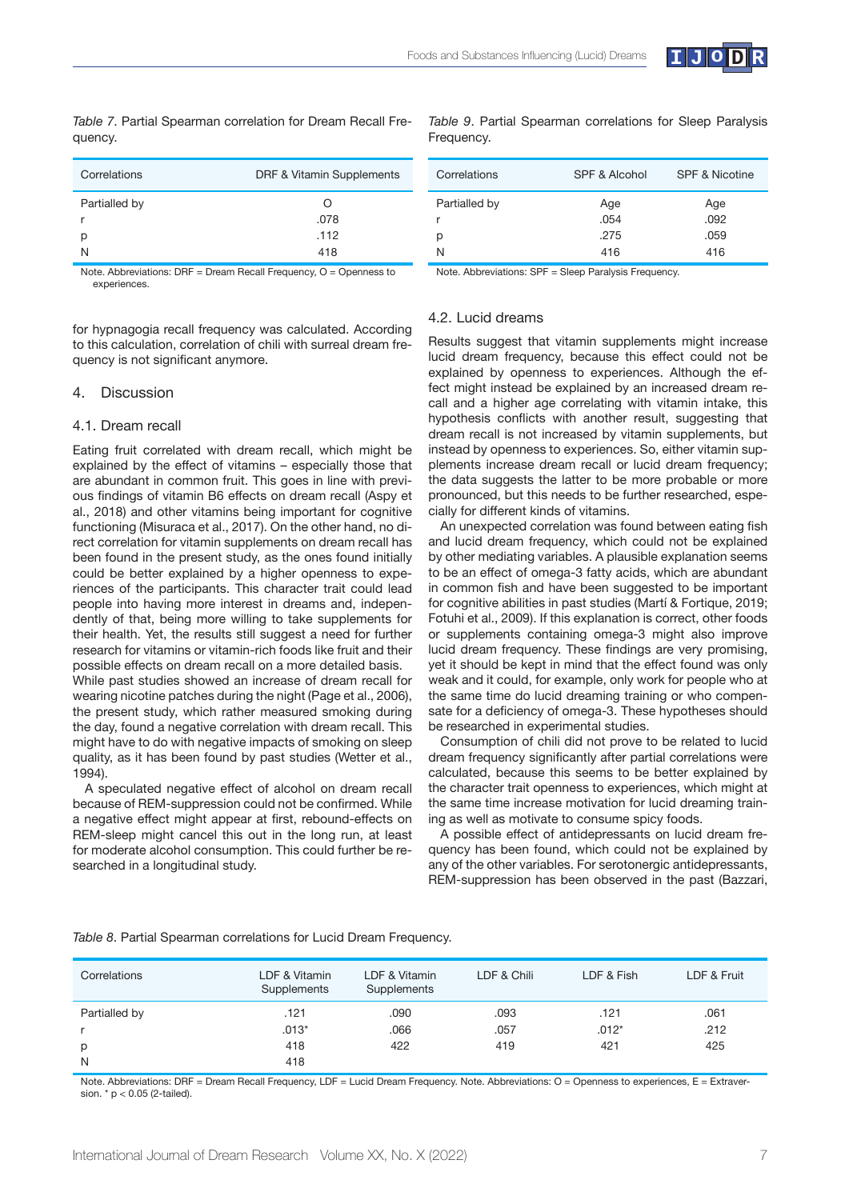*Table 7*. Partial Spearman correlation for Dream Recall Frequency.

| Correlations | DRF & Vitamin Supplements |
|---|---|
| Partialled by | O |
| r | .078 |
| p | .112 |
| N | 418 |

Note. Abbreviations: DRF = Dream Recall Frequency, O = Openness to experiences.

*Table 9*. Partial Spearman correlations for Sleep Paralysis Frequency.

| Correlations | SPF & Alcohol | SPF & Nicotine |
|---|---|---|
| Partialled by | Age | Age |
| r | .054 | .092 |
| p | .275 | .059 |
| N | 416 | 416 |

Note. Abbreviations: SPF = Sleep Paralysis Frequency.

for hypnagogia recall frequency was calculated. According to this calculation, correlation of chili with surreal dream frequency is not significant anymore.

## 4. Discussion

### 4.1. Dream recall

Eating fruit correlated with dream recall, which might be explained by the effect of vitamins – especially those that are abundant in common fruit. This goes in line with previous findings of vitamin B6 effects on dream recall (Aspy et al., 2018) and other vitamins being important for cognitive functioning (Misuraca et al., 2017). On the other hand, no direct correlation for vitamin supplements on dream recall has been found in the present study, as the ones found initially could be better explained by a higher openness to experiences of the participants. This character trait could lead people into having more interest in dreams and, independently of that, being more willing to take supplements for their health. Yet, the results still suggest a need for further research for vitamins or vitamin-rich foods like fruit and their possible effects on dream recall on a more detailed basis.

While past studies showed an increase of dream recall for wearing nicotine patches during the night (Page et al., 2006), the present study, which rather measured smoking during the day, found a negative correlation with dream recall. This might have to do with negative impacts of smoking on sleep quality, as it has been found by past studies (Wetter et al., 1994).

A speculated negative effect of alcohol on dream recall because of REM-suppression could not be confirmed. While a negative effect might appear at first, rebound-effects on REM-sleep might cancel this out in the long run, at least for moderate alcohol consumption. This could further be researched in a longitudinal study.

### 4.2. Lucid dreams

Results suggest that vitamin supplements might increase lucid dream frequency, because this effect could not be explained by openness to experiences. Although the effect might instead be explained by an increased dream recall and a higher age correlating with vitamin intake, this hypothesis conflicts with another result, suggesting that dream recall is not increased by vitamin supplements, but instead by openness to experiences. So, either vitamin supplements increase dream recall or lucid dream frequency; the data suggests the latter to be more probable or more pronounced, but this needs to be further researched, especially for different kinds of vitamins.

An unexpected correlation was found between eating fish and lucid dream frequency, which could not be explained by other mediating variables. A plausible explanation seems to be an effect of omega-3 fatty acids, which are abundant in common fish and have been suggested to be important for cognitive abilities in past studies (Martí & Fortique, 2019; Fotuhi et al., 2009). If this explanation is correct, other foods or supplements containing omega-3 might also improve lucid dream frequency. These findings are very promising, yet it should be kept in mind that the effect found was only weak and it could, for example, only work for people who at the same time do lucid dreaming training or who compensate for a deficiency of omega-3. These hypotheses should be researched in experimental studies.

Consumption of chili did not prove to be related to lucid dream frequency significantly after partial correlations were calculated, because this seems to be better explained by the character trait openness to experiences, which might at the same time increase motivation for lucid dreaming training as well as motivate to consume spicy foods.

A possible effect of antidepressants on lucid dream frequency has been found, which could not be explained by any of the other variables. For serotonergic antidepressants, REM-suppression has been observed in the past (Bazzari,

*Table 8*. Partial Spearman correlations for Lucid Dream Frequency.

| Correlations | LDF & Vitamin Supplements | LDF & Vitamin Supplements | LDF & Chili | LDF & Fish | LDF & Fruit |
|---|---|---|---|---|---|
| Partialled by | .121 | .090 | .093 | .121 | .061 |
| r | .013* | .066 | .057 | .012* | .212 |
| p | 418 | 422 | 419 | 421 | 425 |
| N | 418 | | | | |

Note. Abbreviations: DRF = Dream Recall Frequency, LDF = Lucid Dream Frequency. Note. Abbreviations: O = Openness to experiences, E = Extraversion. * p < 0.05 (2-tailed).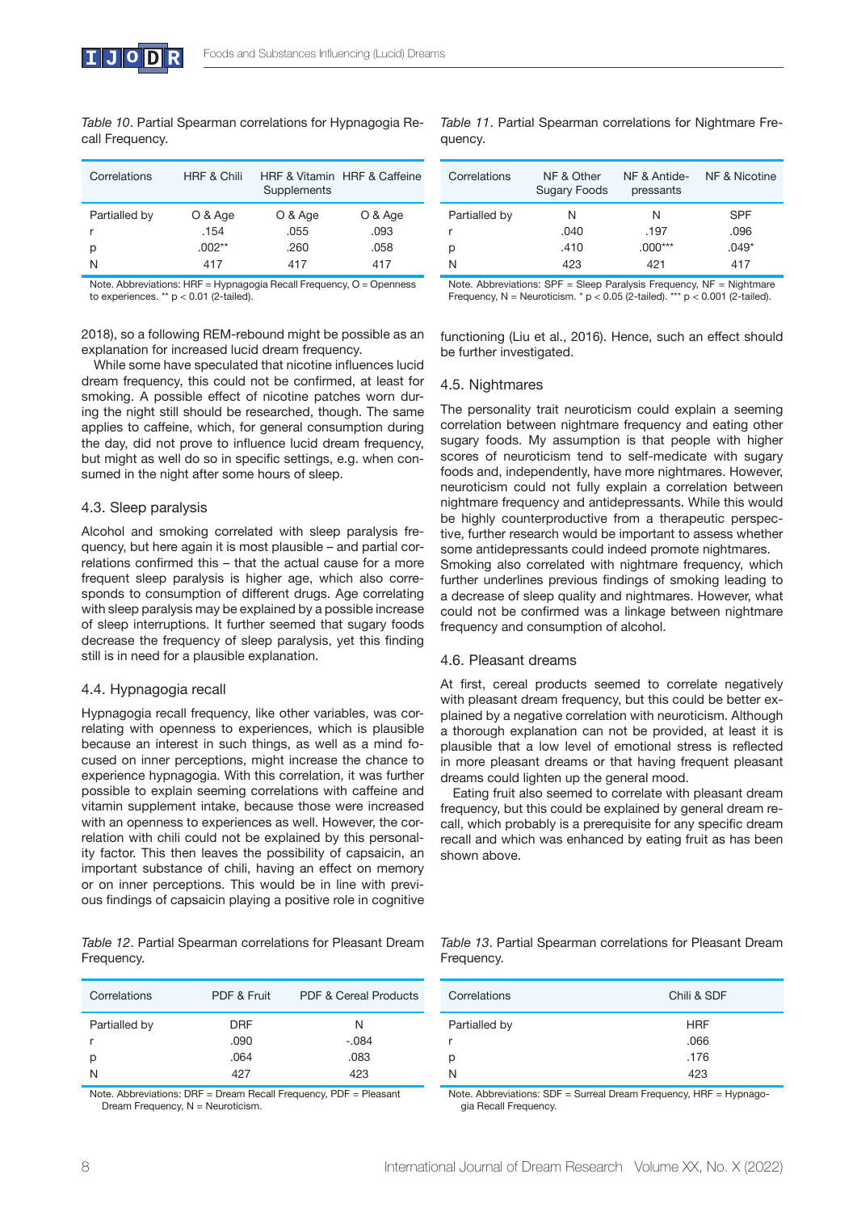*Table 10*. Partial Spearman correlations for Hypnagogia Recall Frequency.

| Correlations | HRF & Chili | HRF & Vitamin Supplements | HRF & Caffeine |
|---|---|---|---|
| Partialled by | O & Age | O & Age | O & Age |
| r | .154 | .055 | .093 |
| p | .002** | .260 | .058 |
| N | 417 | 417 | 417 |

Note. Abbreviations: HRF = Hypnagogia Recall Frequency, O = Openness to experiences. ** $p < 0.01$ (2-tailed).

*Table 11*. Partial Spearman correlations for Nightmare Frequency.

| Correlations | NF & Other Sugary Foods | NF & Antidepressants | NF & Nicotine |
|---|---|---|---|
| Partialled by | N | N | SPF |
| r | .040 | .197 | .096 |
| p | .410 | .000*** | .049* |
| N | 423 | 421 | 417 |

Note. Abbreviations: SPF = Sleep Paralysis Frequency, NF = Nightmare Frequency, N = Neuroticism. * $p < 0.05$ (2-tailed). *** $p < 0.001$ (2-tailed).

2018), so a following REM-rebound might be possible as an explanation for increased lucid dream frequency.

While some have speculated that nicotine influences lucid dream frequency, this could not be confirmed, at least for smoking. A possible effect of nicotine patches worn during the night still should be researched, though. The same applies to caffeine, which, for general consumption during the day, did not prove to influence lucid dream frequency, but might as well do so in specific settings, e.g. when consumed in the night after some hours of sleep.

## 4.3. Sleep paralysis

Alcohol and smoking correlated with sleep paralysis frequency, but here again it is most plausible – and partial correlations confirmed this – that the actual cause for a more frequent sleep paralysis is higher age, which also corresponds to consumption of different drugs. Age correlating with sleep paralysis may be explained by a possible increase of sleep interruptions. It further seemed that sugary foods decrease the frequency of sleep paralysis, yet this finding still is in need for a plausible explanation.

## 4.4. Hypnagogia recall

Hypnagogia recall frequency, like other variables, was correlating with openness to experiences, which is plausible because an interest in such things, as well as a mind focused on inner perceptions, might increase the chance to experience hypnagogia. With this correlation, it was further possible to explain seeming correlations with caffeine and vitamin supplement intake, because those were increased with an openness to experiences as well. However, the correlation with chili could not be explained by this personality factor. This then leaves the possibility of capsaicin, an important substance of chili, having an effect on memory or on inner perceptions. This would be in line with previous findings of capsaicin playing a positive role in cognitive functioning (Liu et al., 2016). Hence, such an effect should be further investigated.

## 4.5. Nightmares

The personality trait neuroticism could explain a seeming correlation between nightmare frequency and eating other sugary foods. My assumption is that people with higher scores of neuroticism tend to self-medicate with sugary foods and, independently, have more nightmares. However, neuroticism could not fully explain a correlation between nightmare frequency and antidepressants. While this would be highly counterproductive from a therapeutic perspective, further research would be important to assess whether some antidepressants could indeed promote nightmares. Smoking also correlated with nightmare frequency, which further underlines previous findings of smoking leading to a decrease of sleep quality and nightmares. However, what could not be confirmed was a linkage between nightmare frequency and consumption of alcohol.

## 4.6. Pleasant dreams

At first, cereal products seemed to correlate negatively with pleasant dream frequency, but this could be better explained by a negative correlation with neuroticism. Although a thorough explanation can not be provided, at least it is plausible that a low level of emotional stress is reflected in more pleasant dreams or that having frequent pleasant dreams could lighten up the general mood.

Eating fruit also seemed to correlate with pleasant dream frequency, but this could be explained by general dream recall, which probably is a prerequisite for any specific dream recall and which was enhanced by eating fruit as has been shown above.

*Table 12*. Partial Spearman correlations for Pleasant Dream Frequency.

| Correlations | PDF & Fruit | PDF & Cereal Products |
|---|---|---|
| Partialled by | DRF | N |
| r | .090 | -.084 |
| p | .064 | .083 |
| N | 427 | 423 |

Note. Abbreviations: DRF = Dream Recall Frequency, PDF = Pleasant Dream Frequency, N = Neuroticism.

*Table 13*. Partial Spearman correlations for Pleasant Dream Frequency.

| Correlations | Chili & SDF |
|---|---|
| Partialled by | HRF |
| r | .066 |
| p | .176 |
| N | 423 |

Note. Abbreviations: SDF = Surreal Dream Frequency, HRF = Hypnagogia Recall Frequency.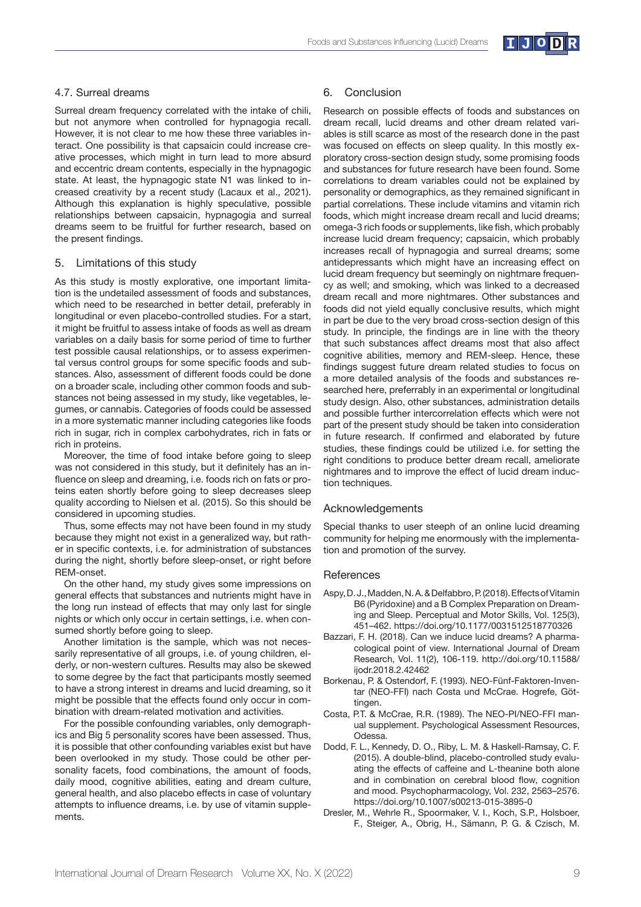### 4.7. Surreal dreams

Surreal dream frequency correlated with the intake of chili, but not anymore when controlled for hypnagogia recall. However, it is not clear to me how these three variables interact. One possibility is that capsaicin could increase creative processes, which might in turn lead to more absurd and eccentric dream contents, especially in the hypnagogic state. At least, the hypnagogic state N1 was linked to increased creativity by a recent study (Lacaux et al., 2021). Although this explanation is highly speculative, possible relationships between capsaicin, hypnagogia and surreal dreams seem to be fruitful for further research, based on the present findings.

## 5. Limitations of this study

As this study is mostly explorative, one important limitation is the undetailed assessment of foods and substances, which need to be researched in better detail, preferably in longitudinal or even placebo-controlled studies. For a start, it might be fruitful to assess intake of foods as well as dream variables on a daily basis for some period of time to further test possible causal relationships, or to assess experimental versus control groups for some specific foods and substances. Also, assessment of different foods could be done on a broader scale, including other common foods and substances not being assessed in my study, like vegetables, legumes, or cannabis. Categories of foods could be assessed in a more systematic manner including categories like foods rich in sugar, rich in complex carbohydrates, rich in fats or rich in proteins.

Moreover, the time of food intake before going to sleep was not considered in this study, but it definitely has an influence on sleep and dreaming, i.e. foods rich on fats or proteins eaten shortly before going to sleep decreases sleep quality according to Nielsen et al. (2015). So this should be considered in upcoming studies.

Thus, some effects may not have been found in my study because they might not exist in a generalized way, but rather in specific contexts, i.e. for administration of substances during the night, shortly before sleep-onset, or right before REM-onset.

On the other hand, my study gives some impressions on general effects that substances and nutrients might have in the long run instead of effects that may only last for single nights or which only occur in certain settings, i.e. when consumed shortly before going to sleep.

Another limitation is the sample, which was not necessarily representative of all groups, i.e. of young children, elderly, or non-western cultures. Results may also be skewed to some degree by the fact that participants mostly seemed to have a strong interest in dreams and lucid dreaming, so it might be possible that the effects found only occur in combination with dream-related motivation and activities.

For the possible confounding variables, only demographics and Big 5 personality scores have been assessed. Thus, it is possible that other confounding variables exist but have been overlooked in my study. Those could be other personality facets, food combinations, the amount of foods, daily mood, cognitive abilities, eating and dream culture, general health, and also placebo effects in case of voluntary attempts to influence dreams, i.e. by use of vitamin supplements.

## 6. Conclusion

Research on possible effects of foods and substances on dream recall, lucid dreams and other dream related variables is still scarce as most of the research done in the past was focused on effects on sleep quality. In this mostly exploratory cross-section design study, some promising foods and substances for future research have been found. Some correlations to dream variables could not be explained by personality or demographics, as they remained significant in partial correlations. These include vitamins and vitamin rich foods, which might increase dream recall and lucid dreams; omega-3 rich foods or supplements, like fish, which probably increase lucid dream frequency; capsaicin, which probably increases recall of hypnagogia and surreal dreams; some antidepressants which might have an increasing effect on lucid dream frequency but seemingly on nightmare frequency as well; and smoking, which was linked to a decreased dream recall and more nightmares. Other substances and foods did not yield equally conclusive results, which might in part be due to the very broad cross-section design of this study. In principle, the findings are in line with the theory that such substances affect dreams most that also affect cognitive abilities, memory and REM-sleep. Hence, these findings suggest future dream related studies to focus on a more detailed analysis of the foods and substances researched here, preferrably in an experimental or longitudinal study design. Also, other substances, administration details and possible further intercorrelation effects which were not part of the present study should be taken into consideration in future research. If confirmed and elaborated by future studies, these findings could be utilized i.e. for setting the right conditions to produce better dream recall, ameliorate nightmares and to improve the effect of lucid dream induction techniques.

## Acknowledgements

Special thanks to user steeph of an online lucid dreaming community for helping me enormously with the implementation and promotion of the survey.

## References

Aspy, D. J., Madden, N. A. & Delfabbro, P. (2018). Effects of Vitamin B6 (Pyridoxine) and a B Complex Preparation on Dreaming and Sleep. Perceptual and Motor Skills, Vol. 125(3), 451–462. https://doi.org/10.1177/0031512518770326

Bazzari, F. H. (2018). Can we induce lucid dreams? A pharmacological point of view. International Journal of Dream Research, Vol. 11(2), 106-119. http://doi.org/10.11588/ijodr.2018.2.42462

Borkenau, P. & Ostendorf, F. (1993). NEO-Fünf-Faktoren-Inventar (NEO-FFI) nach Costa und McCrae. Hogrefe, Göttingen.

Costa, P.T. & McCrae, R.R. (1989). The NEO-PI/NEO-FFI manual supplement. Psychological Assessment Resources, Odessa.

Dodd, F. L., Kennedy, D. O., Riby, L. M. & Haskell-Ramsay, C. F. (2015). A double-blind, placebo-controlled study evaluating the effects of caffeine and L-theanine both alone and in combination on cerebral blood flow, cognition and mood. Psychopharmacology, Vol. 232, 2563–2576. https://doi.org/10.1007/s00213-015-3895-0

Dresler, M., Wehrle R., Spoormaker, V. I., Koch, S.P., Holsboer, F., Steiger, A., Obrig, H., Sämann, P. G. & Czisch, M.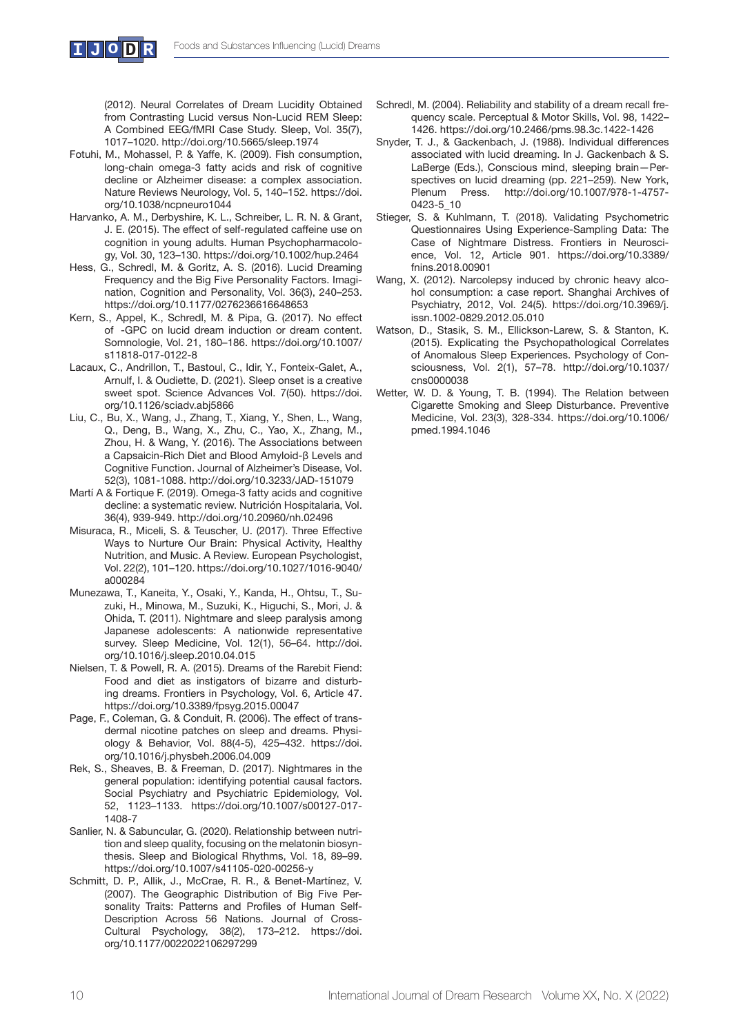(2012). Neural Correlates of Dream Lucidity Obtained from Contrasting Lucid versus Non-Lucid REM Sleep: A Combined EEG/fMRI Case Study. Sleep, Vol. 35(7), 1017–1020. http://doi.org/10.5665/sleep.1974

Fotuhi, M., Mohassel, P. & Yaffe, K. (2009). Fish consumption, long-chain omega-3 fatty acids and risk of cognitive decline or Alzheimer disease: a complex association. Nature Reviews Neurology, Vol. 5, 140–152. https://doi.org/10.1038/ncpneuro1044

Harvanko, A. M., Derbyshire, K. L., Schreiber, L. R. N. & Grant, J. E. (2015). The effect of self-regulated caffeine use on cognition in young adults. Human Psychopharmacology, Vol. 30, 123–130. https://doi.org/10.1002/hup.2464

Hess, G., Schredl, M. & Goritz, A. S. (2016). Lucid Dreaming Frequency and the Big Five Personality Factors. Imagination, Cognition and Personality, Vol. 36(3), 240–253. https://doi.org/10.1177/0276236616648653

Kern, S., Appel, K., Schredl, M. & Pipa, G. (2017). No effect of -GPC on lucid dream induction or dream content. Somnologie, Vol. 21, 180–186. https://doi.org/10.1007/s11818-017-0122-8

Lacaux, C., Andrillon, T., Bastoul, C., Idir, Y., Fonteix-Galet, A., Arnulf, I. & Oudiette, D. (2021). Sleep onset is a creative sweet spot. Science Advances Vol. 7(50). https://doi.org/10.1126/sciadv.abj5866

Liu, C., Bu, X., Wang, J., Zhang, T., Xiang, Y., Shen, L., Wang, Q., Deng, B., Wang, X., Zhu, C., Yao, X., Zhang, M., Zhou, H. & Wang, Y. (2016). The Associations between a Capsaicin-Rich Diet and Blood Amyloid-β Levels and Cognitive Function. Journal of Alzheimer's Disease, Vol. 52(3), 1081-1088. http://doi.org/10.3233/JAD-151079

Martí A & Fortique F. (2019). Omega-3 fatty acids and cognitive decline: a systematic review. Nutrición Hospitalaria, Vol. 36(4), 939-949. http://doi.org/10.20960/nh.02496

Misuraca, R., Miceli, S. & Teuscher, U. (2017). Three Effective Ways to Nurture Our Brain: Physical Activity, Healthy Nutrition, and Music. A Review. European Psychologist, Vol. 22(2), 101–120. https://doi.org/10.1027/1016-9040/a000284

Munezawa, T., Kaneita, Y., Osaki, Y., Kanda, H., Ohtsu, T., Suzuki, H., Minowa, M., Suzuki, K., Higuchi, S., Mori, J. & Ohida, T. (2011). Nightmare and sleep paralysis among Japanese adolescents: A nationwide representative survey. Sleep Medicine, Vol. 12(1), 56–64. http://doi.org/10.1016/j.sleep.2010.04.015

Nielsen, T. & Powell, R. A. (2015). Dreams of the Rarebit Fiend: Food and diet as instigators of bizarre and disturbing dreams. Frontiers in Psychology, Vol. 6, Article 47. https://doi.org/10.3389/fpsyg.2015.00047

Page, F., Coleman, G. & Conduit, R. (2006). The effect of transdermal nicotine patches on sleep and dreams. Physiology & Behavior, Vol. 88(4-5), 425–432. https://doi.org/10.1016/j.physbeh.2006.04.009

Rek, S., Sheaves, B. & Freeman, D. (2017). Nightmares in the general population: identifying potential causal factors. Social Psychiatry and Psychiatric Epidemiology, Vol. 52, 1123–1133. https://doi.org/10.1007/s00127-017-1408-7

Sanlier, N. & Sabuncular, G. (2020). Relationship between nutrition and sleep quality, focusing on the melatonin biosynthesis. Sleep and Biological Rhythms, Vol. 18, 89–99. https://doi.org/10.1007/s41105-020-00256-y

Schmitt, D. P., Allik, J., McCrae, R. R., & Benet-Martínez, V. (2007). The Geographic Distribution of Big Five Personality Traits: Patterns and Profiles of Human Self-Description Across 56 Nations. Journal of Cross-Cultural Psychology, 38(2), 173–212. https://doi.org/10.1177/0022022106297299

Schredl, M. (2004). Reliability and stability of a dream recall frequency scale. Perceptual & Motor Skills, Vol. 98, 1422–1426. https://doi.org/10.2466/pms.98.3c.1422-1426

Snyder, T. J., & Gackenbach, J. (1988). Individual differences associated with lucid dreaming. In J. Gackenbach & S. LaBerge (Eds.), Conscious mind, sleeping brain—Perspectives on lucid dreaming (pp. 221–259). New York, Plenum Press. http://doi.org/10.1007/978-1-4757-0423-5_10

Stieger, S. & Kuhlmann, T. (2018). Validating Psychometric Questionnaires Using Experience-Sampling Data: The Case of Nightmare Distress. Frontiers in Neuroscience, Vol. 12, Article 901. https://doi.org/10.3389/fnins.2018.00901

Wang, X. (2012). Narcolepsy induced by chronic heavy alcohol consumption: a case report. Shanghai Archives of Psychiatry, 2012, Vol. 24(5). https://doi.org/10.3969/j.issn.1002-0829.2012.05.010

Watson, D., Stasik, S. M., Ellickson-Larew, S. & Stanton, K. (2015). Explicating the Psychopathological Correlates of Anomalous Sleep Experiences. Psychology of Consciousness, Vol. 2(1), 57–78. http://doi.org/10.1037/cns0000038

Wetter, W. D. & Young, T. B. (1994). The Relation between Cigarette Smoking and Sleep Disturbance. Preventive Medicine, Vol. 23(3), 328-334. https://doi.org/10.1006/pmed.1994.1046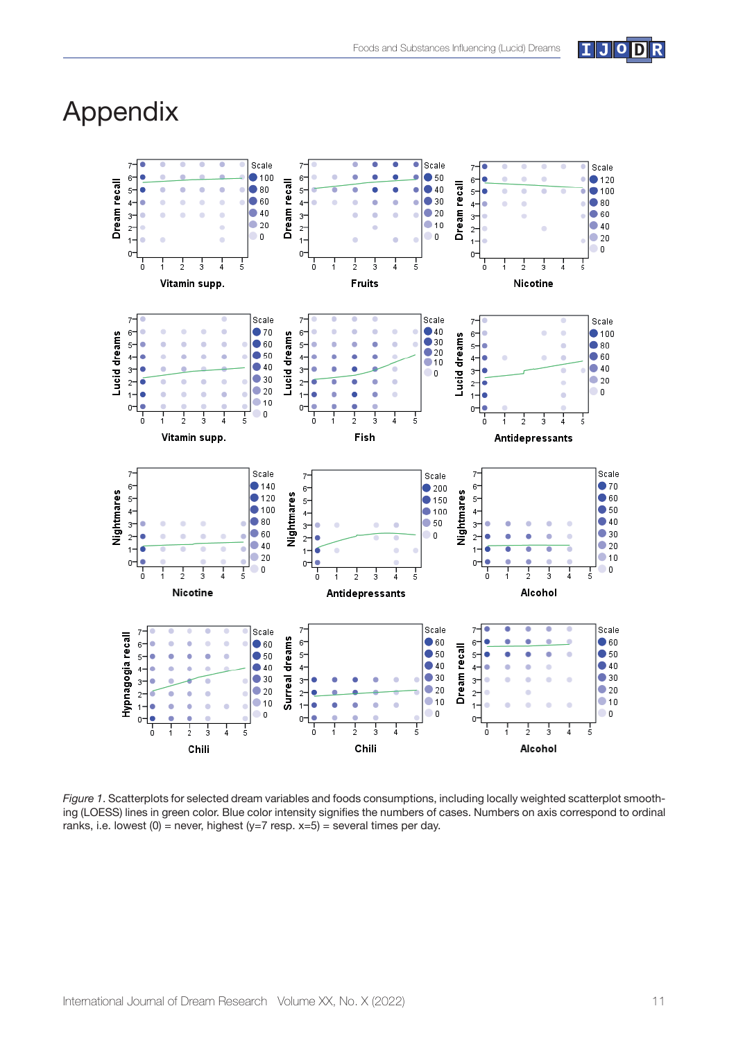# Appendix

Dream recall
Vitamin supp.
Scale 100 80 60 40 20 0

Dream recall
Fruits
Scale 50 40 30 20 10 0

Dream recall
Nicotine
Scale 120 100 80 60 40 20 0

Lucid dreams
Vitamin supp.
Scale 70 60 50 40 30 20 10 0

Lucid dreams
Fish
Scale 40 30 20 10 0

Lucid dreams
Antidepressants
Scale 100 80 60 40 20 0

Nightmares
Nicotine
Scale 140 120 100 80 60 40 20 0

Nightmares
Antidepressants
Scale 200 150 100 50 0

Nightmares
Alcohol
Scale 70 60 50 40 30 20 10 0

Hypnagogia recall
Chili
Scale 60 50 40 30 20 10 0

Surreal dreams
Chili
Scale 60 50 40 30 20 10 0

Dream recall
Alcohol
Scale 60 50 40 30 20 10 0

*Figure 1*. Scatterplots for selected dream variables and foods consumptions, including locally weighted scatterplot smoothing (LOESS) lines in green color. Blue color intensity signifies the numbers of cases. Numbers on axis correspond to ordinal ranks, i.e. lowest (0) = never, highest (y=7 resp. x=5) = several times per day.